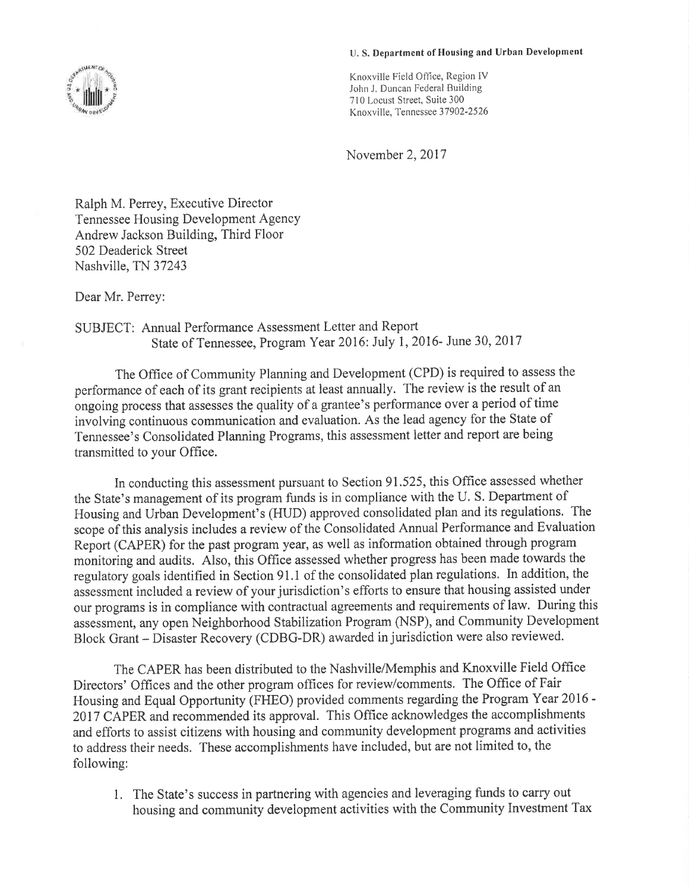**U. S. Department of Housing and Urban Development**

Knoxville Field Office, Region IV
John J. Duncan Federal Building
710 Locust Street, Suite 300
Knoxville, Tennessee 37902-2526

November 2, 2017

Ralph M. Perrey, Executive Director
Tennessee Housing Development Agency
Andrew Jackson Building, Third Floor
502 Deaderick Street
Nashville, TN 37243

Dear Mr. Perrey:

SUBJECT: Annual Performance Assessment Letter and Report
State of Tennessee, Program Year 2016: July 1, 2016- June 30, 2017

The Office of Community Planning and Development (CPD) is required to assess the performance of each of its grant recipients at least annually. The review is the result of an ongoing process that assesses the quality of a grantee's performance over a period of time involving continuous communication and evaluation. As the lead agency for the State of Tennessee's Consolidated Planning Programs, this assessment letter and report are being transmitted to your Office.

In conducting this assessment pursuant to Section 91.525, this Office assessed whether the State's management of its program funds is in compliance with the U. S. Department of Housing and Urban Development's (HUD) approved consolidated plan and its regulations. The scope of this analysis includes a review of the Consolidated Annual Performance and Evaluation Report (CAPER) for the past program year, as well as information obtained through program monitoring and audits. Also, this Office assessed whether progress has been made towards the regulatory goals identified in Section 91.1 of the consolidated plan regulations. In addition, the assessment included a review of your jurisdiction's efforts to ensure that housing assisted under our programs is in compliance with contractual agreements and requirements of law. During this assessment, any open Neighborhood Stabilization Program (NSP), and Community Development Block Grant – Disaster Recovery (CDBG-DR) awarded in jurisdiction were also reviewed.

The CAPER has been distributed to the Nashville/Memphis and Knoxville Field Office Directors' Offices and the other program offices for review/comments. The Office of Fair Housing and Equal Opportunity (FHEO) provided comments regarding the Program Year 2016 - 2017 CAPER and recommended its approval. This Office acknowledges the accomplishments and efforts to assist citizens with housing and community development programs and activities to address their needs. These accomplishments have included, but are not limited to, the following:

1. The State's success in partnering with agencies and leveraging funds to carry out housing and community development activities with the Community Investment Tax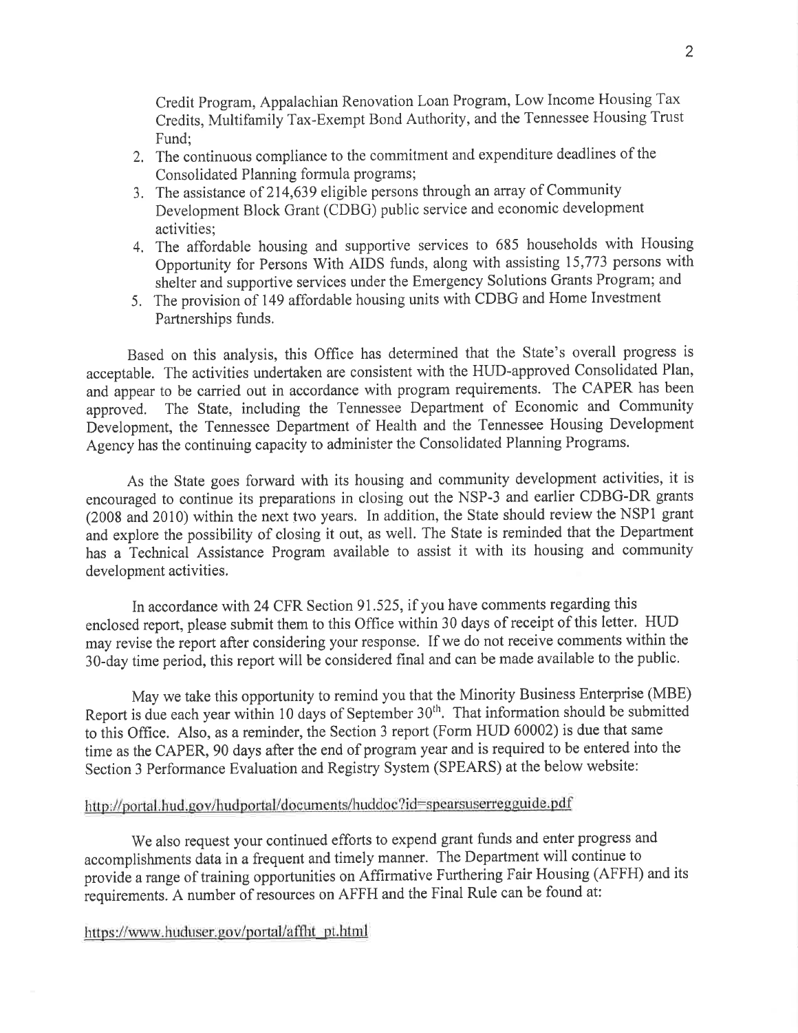Credit Program, Appalachian Renovation Loan Program, Low Income Housing Tax Credits, Multifamily Tax-Exempt Bond Authority, and the Tennessee Housing Trust Fund;

2. The continuous compliance to the commitment and expenditure deadlines of the Consolidated Planning formula programs;
3. The assistance of 214,639 eligible persons through an array of Community Development Block Grant (CDBG) public service and economic development activities;
4. The affordable housing and supportive services to 685 households with Housing Opportunity for Persons With AIDS funds, along with assisting 15,773 persons with shelter and supportive services under the Emergency Solutions Grants Program; and
5. The provision of 149 affordable housing units with CDBG and Home Investment Partnerships funds.

Based on this analysis, this Office has determined that the State's overall progress is acceptable. The activities undertaken are consistent with the HUD-approved Consolidated Plan, and appear to be carried out in accordance with program requirements. The CAPER has been approved. The State, including the Tennessee Department of Economic and Community Development, the Tennessee Department of Health and the Tennessee Housing Development Agency has the continuing capacity to administer the Consolidated Planning Programs.

As the State goes forward with its housing and community development activities, it is encouraged to continue its preparations in closing out the NSP-3 and earlier CDBG-DR grants (2008 and 2010) within the next two years. In addition, the State should review the NSP1 grant and explore the possibility of closing it out, as well. The State is reminded that the Department has a Technical Assistance Program available to assist it with its housing and community development activities.

In accordance with 24 CFR Section 91.525, if you have comments regarding this enclosed report, please submit them to this Office within 30 days of receipt of this letter. HUD may revise the report after considering your response. If we do not receive comments within the 30-day time period, this report will be considered final and can be made available to the public.

May we take this opportunity to remind you that the Minority Business Enterprise (MBE) Report is due each year within 10 days of September 30th. That information should be submitted to this Office. Also, as a reminder, the Section 3 report (Form HUD 60002) is due that same time as the CAPER, 90 days after the end of program year and is required to be entered into the Section 3 Performance Evaluation and Registry System (SPEARS) at the below website:

http://portal.hud.gov/hudportal/documents/huddoc?id=spearsuserregguide.pdf

We also request your continued efforts to expend grant funds and enter progress and accomplishments data in a frequent and timely manner. The Department will continue to provide a range of training opportunities on Affirmative Furthering Fair Housing (AFFH) and its requirements. A number of resources on AFFH and the Final Rule can be found at:

https://www.huduser.gov/portal/affht_pt.html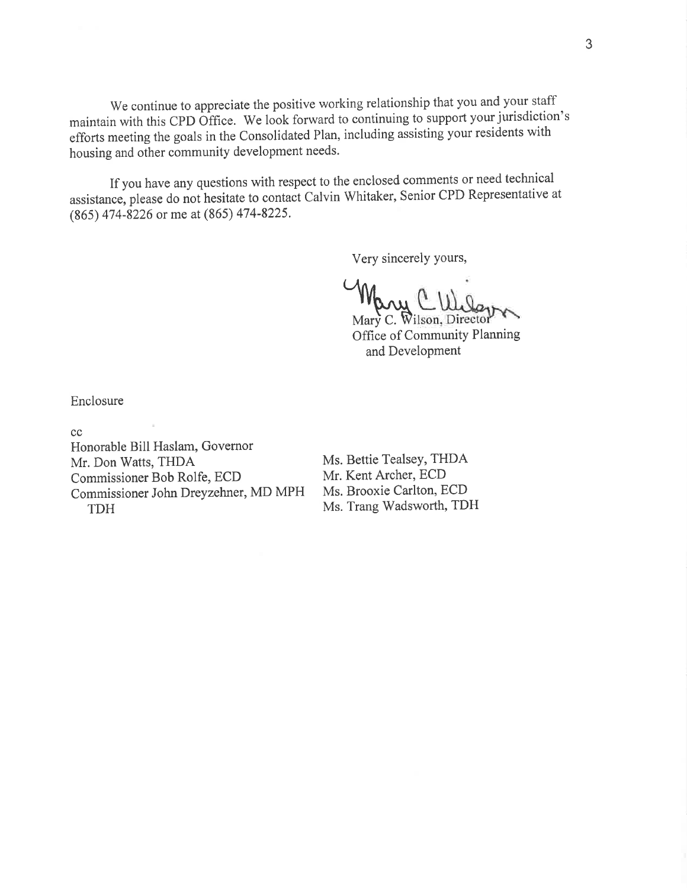We continue to appreciate the positive working relationship that you and your staff maintain with this CPD Office. We look forward to continuing to support your jurisdiction's efforts meeting the goals in the Consolidated Plan, including assisting your residents with housing and other community development needs.

If you have any questions with respect to the enclosed comments or need technical assistance, please do not hesitate to contact Calvin Whitaker, Senior CPD Representative at (865) 474-8226 or me at (865) 474-8225.

Very sincerely yours,

Mary C. Wilson, Director
Office of Community Planning
and Development

Enclosure

cc
Honorable Bill Haslam, Governor
Mr. Don Watts, THDA
Commissioner Bob Rolfe, ECD
Commissioner John Dreyzehner, MD MPH TDH
Ms. Bettie Tealsey, THDA
Mr. Kent Archer, ECD
Ms. Brooxie Carlton, ECD
Ms. Trang Wadsworth, TDH